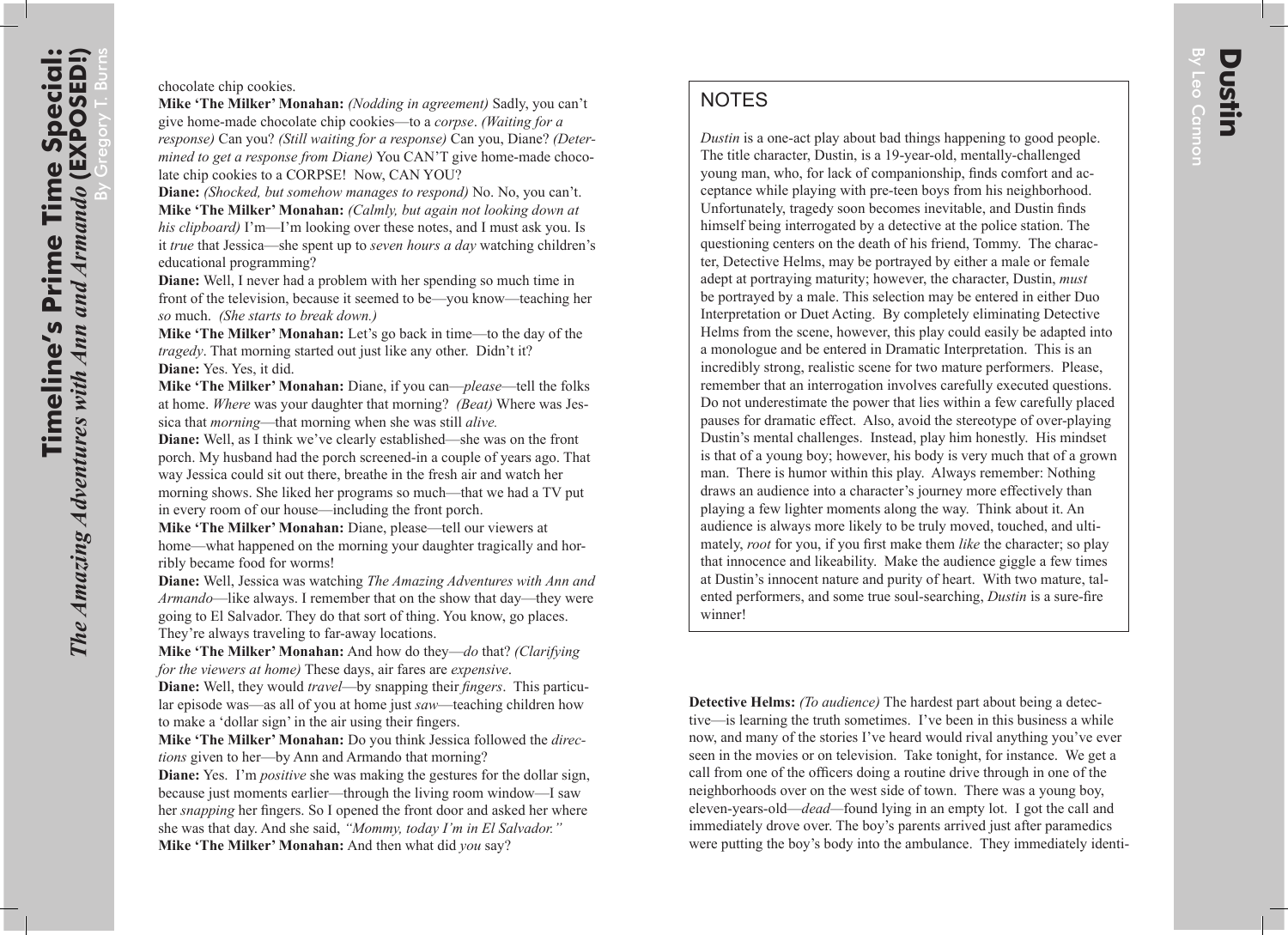chocolate chip cookies.

**Mike 'The Milker' Monahan:** *(Nodding in agreement)* Sadly, you can't give home-made chocolate chip cookies—to a *corpse*. *(Waiting for a response)* Can you? *(Still waiting for a response)* Can you, Diane? *(Determined to get a response from Diane)* You CAN'T give home-made chocolate chip cookies to a CORPSE! Now, CAN YOU?

**Diane:** *(Shocked, but somehow manages to respond)* No. No, you can't.

**Mike 'The Milker' Monahan:** *(Calmly, but again not looking down at his clipboard)* I'm—I'm looking over these notes, and I must ask you. Is it *true* that Jessica—she spent up to *seven hours a day* watching children's educational programming?

**Diane:** Well, I never had a problem with her spending so much time in front of the television, because it seemed to be—you know—teaching her *so* much. *(She starts to break down.)*

**Mike 'The Milker' Monahan:** Let's go back in time—to the day of the *tragedy*. That morning started out just like any other. Didn't it?

**Diane:** Yes. Yes, it did.

**Mike 'The Milker' Monahan:** Diane, if you can—*please*—tell the folks at home. *Where* was your daughter that morning? *(Beat)* Where was Jessica that *morning*—that morning when she was still *alive.*

**Diane:** Well, as I think we've clearly established—she was on the front porch. My husband had the porch screened-in a couple of years ago. That way Jessica could sit out there, breathe in the fresh air and watch her morning shows. She liked her programs so much—that we had a TV put in every room of our house—including the front porch.

**Mike 'The Milker' Monahan:** Diane, please—tell our viewers at home—what happened on the morning your daughter tragically and horribly became food for worms!

**Diane:** Well, Jessica was watching *The Amazing Adventures with Ann and Armando*—like always. I remember that on the show that day—they were going to El Salvador. They do that sort of thing. You know, go places. They're always traveling to far-away locations.

**Mike 'The Milker' Monahan:** And how do they—*do* that? *(Clarifying for the viewers at home)* These days, air fares are *expensive*.

**Diane:** Well, they would *travel*—by snapping their *fingers*. This particular episode was—as all of you at home just *saw*—teaching children how to make a 'dollar sign' in the air using their fingers.

**Mike 'The Milker' Monahan:** Do you think Jessica followed the *directions* given to her—by Ann and Armando that morning?

**Diane:** Yes. I'm *positive* she was making the gestures for the dollar sign, because just moments earlier—through the living room window—I saw her *snapping* her fingers. So I opened the front door and asked her where she was that day. And she said, *"Mommy, today I'm in El Salvador."*

**Mike 'The Milker' Monahan:** And then what did *you* say?

# Dustin

By Leo Cannon

## NOTES

*Dustin* is a one-act play about bad things happening to good people. The title character, Dustin, is a 19-year-old, mentally-challenged young man, who, for lack of companionship, finds comfort and acceptance while playing with pre-teen boys from his neighborhood. Unfortunately, tragedy soon becomes inevitable, and Dustin finds himself being interrogated by a detective at the police station. The questioning centers on the death of his friend, Tommy. The character, Detective Helms, may be portrayed by either a male or female adept at portraying maturity; however, the character, Dustin, *must* be portrayed by a male. This selection may be entered in either Duo Interpretation or Duet Acting. By completely eliminating Detective Helms from the scene, however, this play could easily be adapted into a monologue and be entered in Dramatic Interpretation. This is an incredibly strong, realistic scene for two mature performers. Please, remember that an interrogation involves carefully executed questions. Do not underestimate the power that lies within a few carefully placed pauses for dramatic effect. Also, avoid the stereotype of over-playing Dustin's mental challenges. Instead, play him honestly. His mindset is that of a young boy; however, his body is very much that of a grown man. There is humor within this play. Always remember: Nothing draws an audience into a character's journey more effectively than playing a few lighter moments along the way. Think about it. An audience is always more likely to be truly moved, touched, and ultimately, *root* for you, if you first make them *like* the character; so play that innocence and likeability. Make the audience giggle a few times at Dustin's innocent nature and purity of heart. With two mature, talented performers, and some true soul-searching, *Dustin* is a sure-fire winner!

**Detective Helms:** *(To audience)* The hardest part about being a detective—is learning the truth sometimes. I've been in this business a while now, and many of the stories I've heard would rival anything you've ever seen in the movies or on television. Take tonight, for instance. We get a call from one of the officers doing a routine drive through in one of the neighborhoods over on the west side of town. There was a young boy, eleven-years-old—*dead*—found lying in an empty lot. I got the call and immediately drove over. The boy's parents arrived just after paramedics were putting the boy's body into the ambulance. They immediately identi-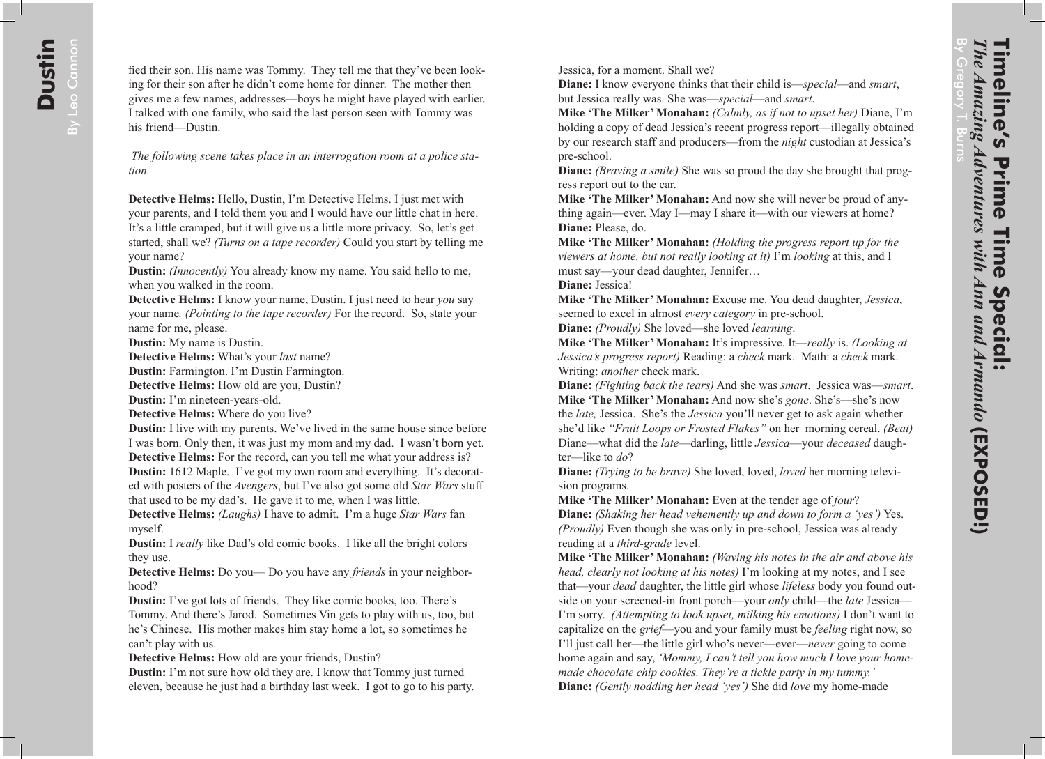fied their son. His name was Tommy. They tell me that they've been looking for their son after he didn't come home for dinner. The mother then gives me a few names, addresses—boys he might have played with earlier. I talked with one family, who said the last person seen with Tommy was his friend—Dustin.

*The following scene takes place in an interrogation room at a police station.*

**Detective Helms:** Hello, Dustin, I'm Detective Helms. I just met with your parents, and I told them you and I would have our little chat in here. It's a little cramped, but it will give us a little more privacy. So, let's get started, shall we? *(Turns on a tape recorder)* Could you start by telling me your name?
**Dustin:** *(Innocently)* You already know my name. You said hello to me, when you walked in the room.
**Detective Helms:** I know your name, Dustin. I just need to hear *you* say your name*. (Pointing to the tape recorder)* For the record. So, state your name for me, please.
**Dustin:** My name is Dustin.
**Detective Helms:** What's your *last* name?
**Dustin:** Farmington. I'm Dustin Farmington.
**Detective Helms:** How old are you, Dustin?
**Dustin:** I'm nineteen-years-old.
**Detective Helms:** Where do you live?
**Dustin:** I live with my parents. We've lived in the same house since before I was born. Only then, it was just my mom and my dad. I wasn't born yet.
**Detective Helms:** For the record, can you tell me what your address is?
**Dustin:** 1612 Maple. I've got my own room and everything. It's decorated with posters of the *Avengers*, but I've also got some old *Star Wars* stuff that used to be my dad's. He gave it to me, when I was little.
**Detective Helms:** *(Laughs)* I have to admit. I'm a huge *Star Wars* fan myself.
**Dustin:** I *really* like Dad's old comic books. I like all the bright colors they use.
**Detective Helms:** Do you— Do you have any *friends* in your neighborhood?
**Dustin:** I've got lots of friends. They like comic books, too. There's Tommy. And there's Jarod. Sometimes Vin gets to play with us, too, but he's Chinese. His mother makes him stay home a lot, so sometimes he can't play with us.
**Detective Helms:** How old are your friends, Dustin?
**Dustin:** I'm not sure how old they are. I know that Tommy just turned eleven, because he just had a birthday last week. I got to go to his party.

Jessica, for a moment. Shall we?
**Diane:** I know everyone thinks that their child is—*special*—and *smart*, but Jessica really was. She was—*special*—and *smart*.
**Mike 'The Milker' Monahan:** *(Calmly, as if not to upset her)* Diane, I'm holding a copy of dead Jessica's recent progress report—illegally obtained by our research staff and producers—from the *night* custodian at Jessica's pre-school.
**Diane:** *(Braving a smile)* She was so proud the day she brought that progress report out to the car.
**Mike 'The Milker' Monahan:** And now she will never be proud of anything again—ever. May I—may I share it—with our viewers at home?
**Diane:** Please, do.
**Mike 'The Milker' Monahan:** *(Holding the progress report up for the viewers at home, but not really looking at it)* I'm *looking* at this, and I must say—your dead daughter, Jennifer…
**Diane:** Jessica!
**Mike 'The Milker' Monahan:** Excuse me. You dead daughter, *Jessica*, seemed to excel in almost *every category* in pre-school.
**Diane:** *(Proudly)* She loved—she loved *learning*.
**Mike 'The Milker' Monahan:** It's impressive. It—*really* is. *(Looking at Jessica's progress report)* Reading: a *check* mark. Math: a *check* mark. Writing: *another* check mark.
**Diane:** *(Fighting back the tears)* And she was *smart*. Jessica was—*smart*.
**Mike 'The Milker' Monahan:** And now she's *gone*. She's—she's now the *late,* Jessica. She's the *Jessica* you'll never get to ask again whether she'd like *"Fruit Loops or Frosted Flakes"* on her morning cereal. *(Beat)* Diane—what did the *late*—darling, little *Jessica*—your *deceased* daughter—like to *do*?
**Diane:** *(Trying to be brave)* She loved, loved, *loved* her morning television programs.
**Mike 'The Milker' Monahan:** Even at the tender age of *four*?
**Diane:** *(Shaking her head vehemently up and down to form a 'yes')* Yes. *(Proudly)* Even though she was only in pre-school, Jessica was already reading at a *third-grade* level.
**Mike 'The Milker' Monahan:** *(Waving his notes in the air and above his head, clearly not looking at his notes)* I'm looking at my notes, and I see that—your *dead* daughter, the little girl whose *lifeless* body you found outside on your screened-in front porch—your *only* child—the *late* Jessica—I'm sorry. *(Attempting to look upset, milking his emotions)* I don't want to capitalize on the *grief*—you and your family must be *feeling* right now, so I'll just call her—the little girl who's never—ever—*never* going to come home again and say, *'Mommy, I can't tell you how much I love your homemade chocolate chip cookies. They're a tickle party in my tummy.'*
**Diane:** *(Gently nodding her head 'yes')* She did *love* my home-made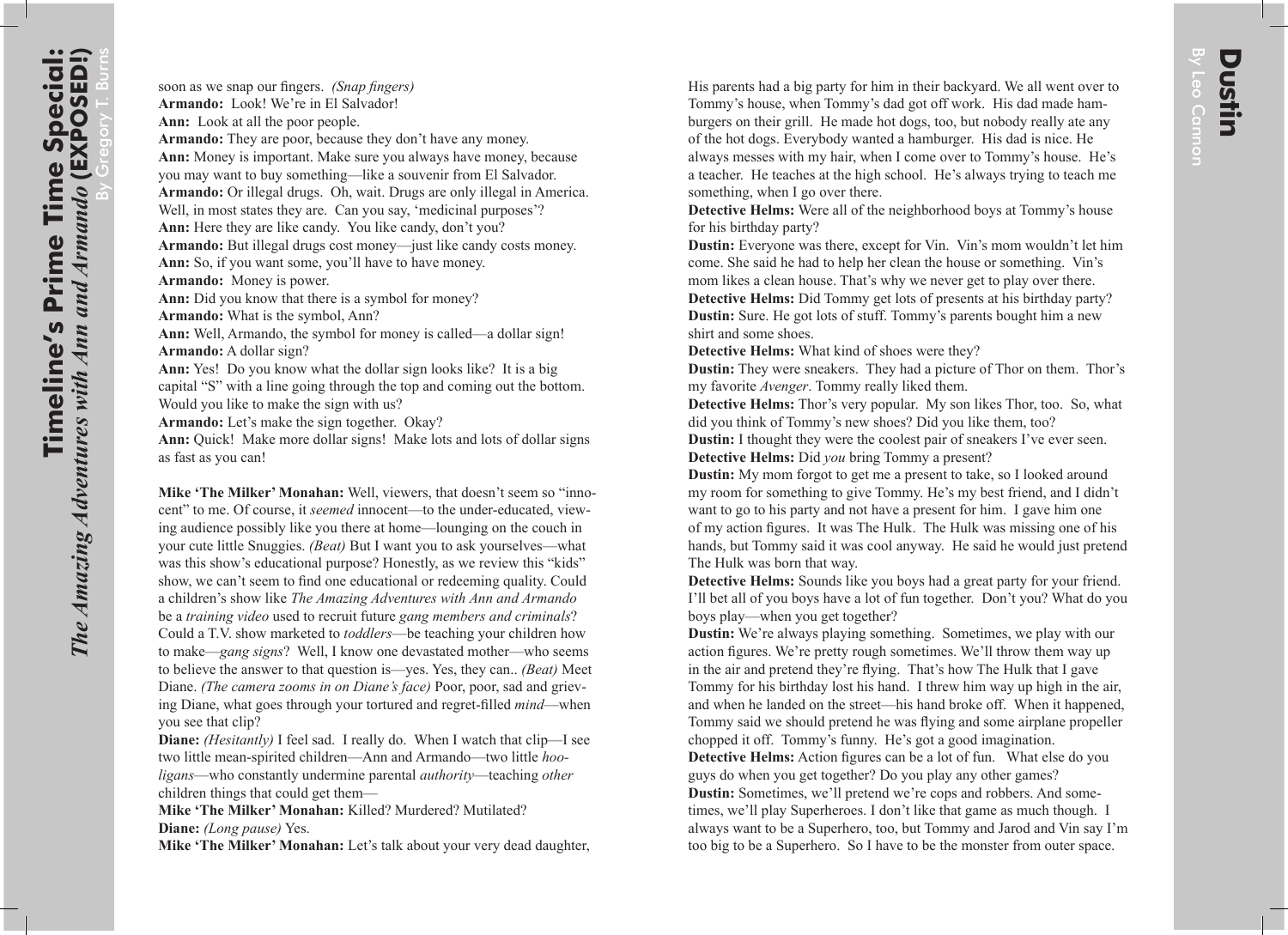soon as we snap our fingers. *(Snap fingers)*

**Armando:** Look! We're in El Salvador!

**Ann:** Look at all the poor people.

**Armando:** They are poor, because they don't have any money.

**Ann:** Money is important. Make sure you always have money, because you may want to buy something—like a souvenir from El Salvador.

**Armando:** Or illegal drugs. Oh, wait. Drugs are only illegal in America. Well, in most states they are. Can you say, 'medicinal purposes'?

**Ann:** Here they are like candy. You like candy, don't you?

**Armando:** But illegal drugs cost money—just like candy costs money.

**Ann:** So, if you want some, you'll have to have money.

**Armando:** Money is power.

**Ann:** Did you know that there is a symbol for money?

**Armando:** What is the symbol, Ann?

**Ann:** Well, Armando, the symbol for money is called—a dollar sign!

**Armando:** A dollar sign?

**Ann:** Yes! Do you know what the dollar sign looks like? It is a big capital "S" with a line going through the top and coming out the bottom. Would you like to make the sign with us?

**Armando:** Let's make the sign together. Okay?

**Ann:** Quick! Make more dollar signs! Make lots and lots of dollar signs as fast as you can!

**Mike 'The Milker' Monahan:** Well, viewers, that doesn't seem so "innocent" to me. Of course, it *seemed* innocent—to the under-educated, viewing audience possibly like you there at home—lounging on the couch in your cute little Snuggies. *(Beat)* But I want you to ask yourselves—what was this show's educational purpose? Honestly, as we review this "kids" show, we can't seem to find one educational or redeeming quality. Could a children's show like *The Amazing Adventures with Ann and Armando* be a *training video* used to recruit future *gang members and criminals*? Could a T.V. show marketed to *toddlers*—be teaching your children how to make—*gang signs*? Well, I know one devastated mother—who seems to believe the answer to that question is—yes. Yes, they can.. *(Beat)* Meet Diane. *(The camera zooms in on Diane's face)* Poor, poor, sad and grieving Diane, what goes through your tortured and regret-filled *mind*—when you see that clip?

**Diane:** *(Hesitantly)* I feel sad. I really do. When I watch that clip—I see two little mean-spirited children—Ann and Armando—two little *hooligans*—who constantly undermine parental *authority*—teaching *other* children things that could get them—

**Mike 'The Milker' Monahan:** Killed? Murdered? Mutilated?

**Diane:** *(Long pause)* Yes.

**Mike 'The Milker' Monahan:** Let's talk about your very dead daughter,

His parents had a big party for him in their backyard. We all went over to Tommy's house, when Tommy's dad got off work. His dad made hamburgers on their grill. He made hot dogs, too, but nobody really ate any of the hot dogs. Everybody wanted a hamburger. His dad is nice. He always messes with my hair, when I come over to Tommy's house. He's a teacher. He teaches at the high school. He's always trying to teach me something, when I go over there.

**Detective Helms:** Were all of the neighborhood boys at Tommy's house for his birthday party?

**Dustin:** Everyone was there, except for Vin. Vin's mom wouldn't let him come. She said he had to help her clean the house or something. Vin's mom likes a clean house. That's why we never get to play over there.

**Detective Helms:** Did Tommy get lots of presents at his birthday party?

**Dustin:** Sure. He got lots of stuff. Tommy's parents bought him a new shirt and some shoes.

**Detective Helms:** What kind of shoes were they?

**Dustin:** They were sneakers. They had a picture of Thor on them. Thor's my favorite *Avenger*. Tommy really liked them.

**Detective Helms:** Thor's very popular. My son likes Thor, too. So, what did you think of Tommy's new shoes? Did you like them, too?

**Dustin:** I thought they were the coolest pair of sneakers I've ever seen.

**Detective Helms:** Did *you* bring Tommy a present?

**Dustin:** My mom forgot to get me a present to take, so I looked around my room for something to give Tommy. He's my best friend, and I didn't want to go to his party and not have a present for him. I gave him one of my action figures. It was The Hulk. The Hulk was missing one of his hands, but Tommy said it was cool anyway. He said he would just pretend The Hulk was born that way.

**Detective Helms:** Sounds like you boys had a great party for your friend. I'll bet all of you boys have a lot of fun together. Don't you? What do you boys play—when you get together?

**Dustin:** We're always playing something. Sometimes, we play with our action figures. We're pretty rough sometimes. We'll throw them way up in the air and pretend they're flying. That's how The Hulk that I gave Tommy for his birthday lost his hand. I threw him way up high in the air, and when he landed on the street—his hand broke off. When it happened, Tommy said we should pretend he was flying and some airplane propeller chopped it off. Tommy's funny. He's got a good imagination.

**Detective Helms:** Action figures can be a lot of fun. What else do you guys do when you get together? Do you play any other games?

**Dustin:** Sometimes, we'll pretend we're cops and robbers. And sometimes, we'll play Superheroes. I don't like that game as much though. I always want to be a Superhero, too, but Tommy and Jarod and Vin say I'm too big to be a Superhero. So I have to be the monster from outer space.